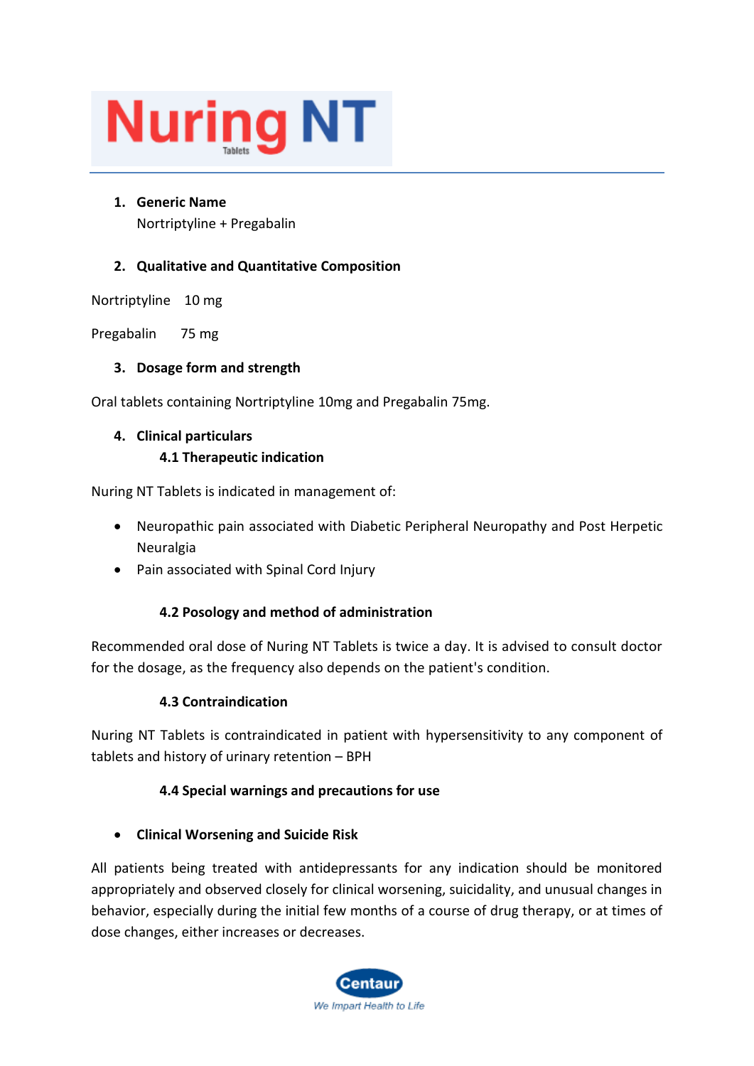# Nuring NT

Tablets

1. **Generic Name**

   Nortriptyline + Pregabalin

2. **Qualitative and Quantitative Composition**

Nortriptyline 10 mg

Pregabalin 75 mg

3. **Dosage form and strength**

Oral tablets containing Nortriptyline 10mg and Pregabalin 75mg.

4. **Clinical particulars**

### 4.1 Therapeutic indication

Nuring NT Tablets is indicated in management of:

- Neuropathic pain associated with Diabetic Peripheral Neuropathy and Post Herpetic Neuralgia
- Pain associated with Spinal Cord Injury

### 4.2 Posology and method of administration

Recommended oral dose of Nuring NT Tablets is twice a day. It is advised to consult doctor for the dosage, as the frequency also depends on the patient's condition.

### 4.3 Contraindication

Nuring NT Tablets is contraindicated in patient with hypersensitivity to any component of tablets and history of urinary retention – BPH

### 4.4 Special warnings and precautions for use

- **Clinical Worsening and Suicide Risk**

All patients being treated with antidepressants for any indication should be monitored appropriately and observed closely for clinical worsening, suicidality, and unusual changes in behavior, especially during the initial few months of a course of drug therapy, or at times of dose changes, either increases or decreases.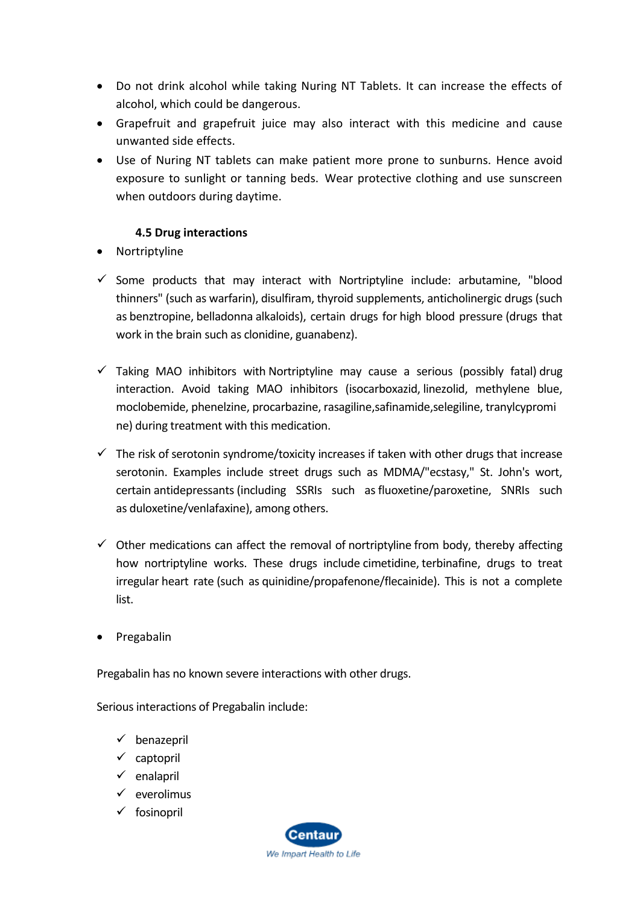- Do not drink alcohol while taking Nuring NT Tablets. It can increase the effects of alcohol, which could be dangerous.
- Grapefruit and grapefruit juice may also interact with this medicine and cause unwanted side effects.
- Use of Nuring NT tablets can make patient more prone to sunburns. Hence avoid exposure to sunlight or tanning beds. Wear protective clothing and use sunscreen when outdoors during daytime.

**4.5 Drug interactions**

- Nortriptyline

✓ Some products that may interact with Nortriptyline include: arbutamine, "blood thinners" (such as warfarin), disulfiram, thyroid supplements, anticholinergic drugs (such as benztropine, belladonna alkaloids), certain drugs for high blood pressure (drugs that work in the brain such as clonidine, guanabenz).

✓ Taking MAO inhibitors with Nortriptyline may cause a serious (possibly fatal) drug interaction. Avoid taking MAO inhibitors (isocarboxazid, linezolid, methylene blue, moclobemide, phenelzine, procarbazine, rasagiline,safinamide,selegiline, tranylcypromine) during treatment with this medication.

✓ The risk of serotonin syndrome/toxicity increases if taken with other drugs that increase serotonin. Examples include street drugs such as MDMA/"ecstasy," St. John's wort, certain antidepressants (including SSRIs such as fluoxetine/paroxetine, SNRIs such as duloxetine/venlafaxine), among others.

✓ Other medications can affect the removal of nortriptyline from body, thereby affecting how nortriptyline works. These drugs include cimetidine, terbinafine, drugs to treat irregular heart rate (such as quinidine/propafenone/flecainide). This is not a complete list.

- Pregabalin

Pregabalin has no known severe interactions with other drugs.

Serious interactions of Pregabalin include:

✓ benazepril
✓ captopril
✓ enalapril
✓ everolimus
✓ fosinopril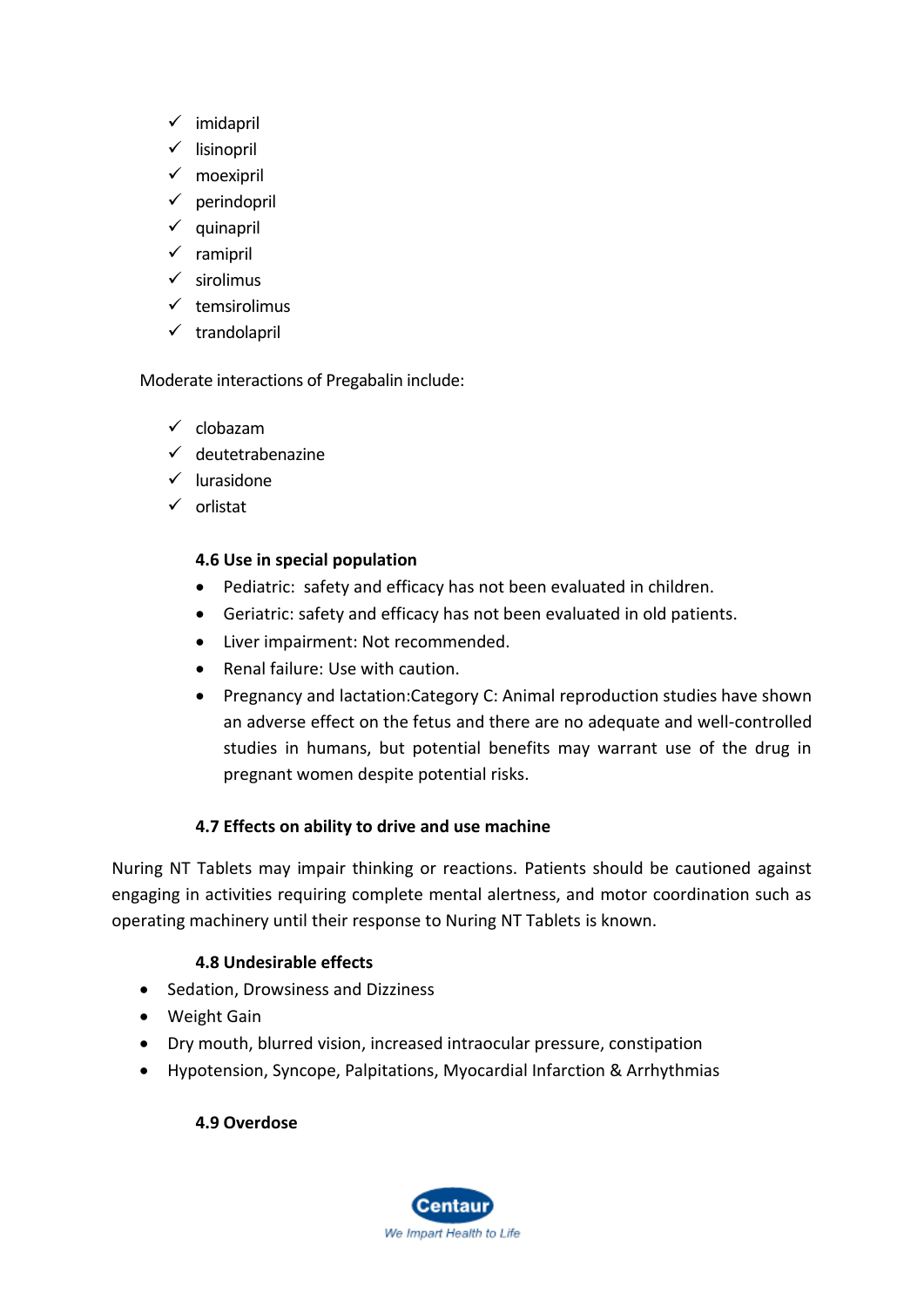- ✓ imidapril
- ✓ lisinopril
- ✓ moexipril
- ✓ perindopril
- ✓ quinapril
- ✓ ramipril
- ✓ sirolimus
- ✓ temsirolimus
- ✓ trandolapril

Moderate interactions of Pregabalin include:

- ✓ clobazam
- ✓ deutetrabenazine
- ✓ lurasidone
- ✓ orlistat

### 4.6 Use in special population

- Pediatric: safety and efficacy has not been evaluated in children.
- Geriatric: safety and efficacy has not been evaluated in old patients.
- Liver impairment: Not recommended.
- Renal failure: Use with caution.
- Pregnancy and lactation:Category C: Animal reproduction studies have shown an adverse effect on the fetus and there are no adequate and well-controlled studies in humans, but potential benefits may warrant use of the drug in pregnant women despite potential risks.

### 4.7 Effects on ability to drive and use machine

Nuring NT Tablets may impair thinking or reactions. Patients should be cautioned against engaging in activities requiring complete mental alertness, and motor coordination such as operating machinery until their response to Nuring NT Tablets is known.

### 4.8 Undesirable effects

- Sedation, Drowsiness and Dizziness
- Weight Gain
- Dry mouth, blurred vision, increased intraocular pressure, constipation
- Hypotension, Syncope, Palpitations, Myocardial Infarction & Arrhythmias

### 4.9 Overdose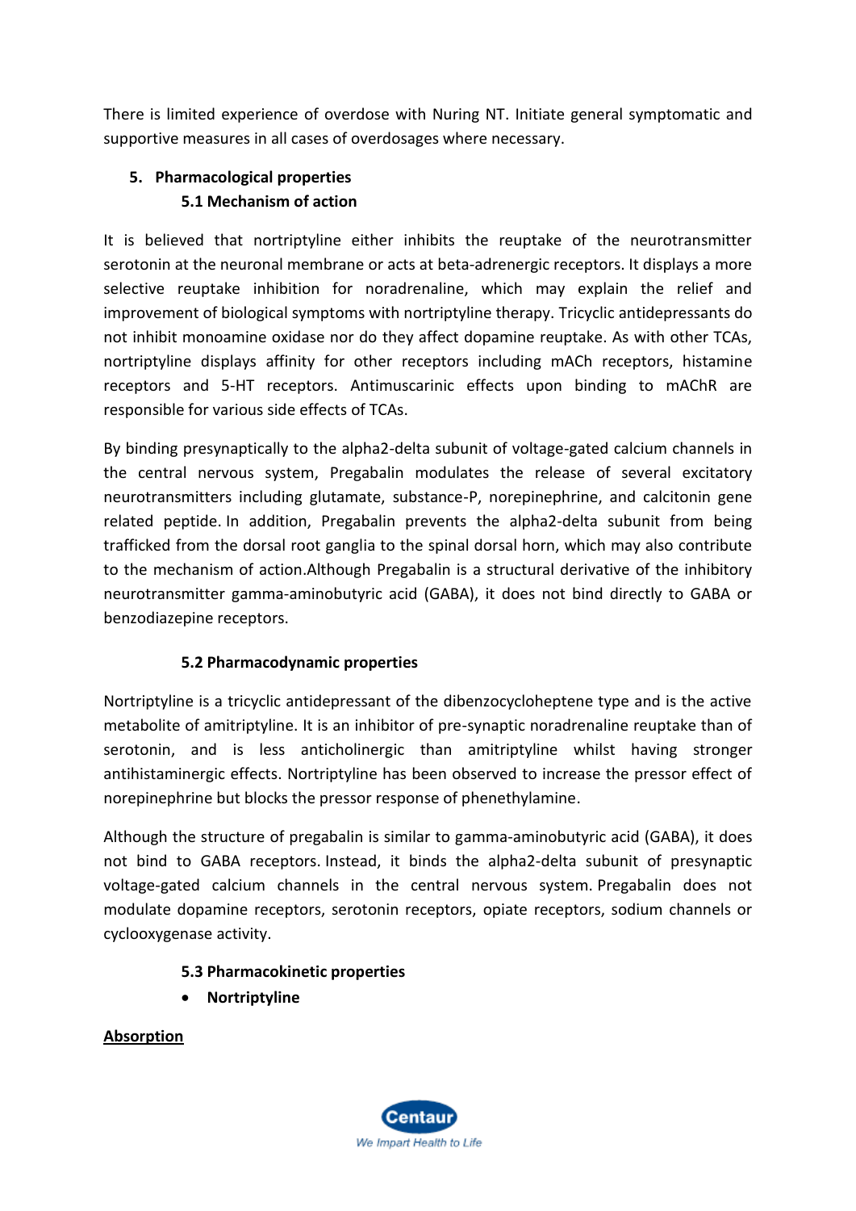There is limited experience of overdose with Nuring NT. Initiate general symptomatic and supportive measures in all cases of overdosages where necessary.

## 5. Pharmacological properties

### 5.1 Mechanism of action

It is believed that nortriptyline either inhibits the reuptake of the neurotransmitter serotonin at the neuronal membrane or acts at beta-adrenergic receptors. It displays a more selective reuptake inhibition for noradrenaline, which may explain the relief and improvement of biological symptoms with nortriptyline therapy. Tricyclic antidepressants do not inhibit monoamine oxidase nor do they affect dopamine reuptake. As with other TCAs, nortriptyline displays affinity for other receptors including mACh receptors, histamine receptors and 5-HT receptors. Antimuscarinic effects upon binding to mAChR are responsible for various side effects of TCAs.

By binding presynaptically to the alpha2-delta subunit of voltage-gated calcium channels in the central nervous system, Pregabalin modulates the release of several excitatory neurotransmitters including glutamate, substance-P, norepinephrine, and calcitonin gene related peptide. In addition, Pregabalin prevents the alpha2-delta subunit from being trafficked from the dorsal root ganglia to the spinal dorsal horn, which may also contribute to the mechanism of action.Although Pregabalin is a structural derivative of the inhibitory neurotransmitter gamma-aminobutyric acid (GABA), it does not bind directly to GABA or benzodiazepine receptors.

### 5.2 Pharmacodynamic properties

Nortriptyline is a tricyclic antidepressant of the dibenzocycloheptene type and is the active metabolite of amitriptyline. It is an inhibitor of pre-synaptic noradrenaline reuptake than of serotonin, and is less anticholinergic than amitriptyline whilst having stronger antihistaminergic effects. Nortriptyline has been observed to increase the pressor effect of norepinephrine but blocks the pressor response of phenethylamine.

Although the structure of pregabalin is similar to gamma-aminobutyric acid (GABA), it does not bind to GABA receptors. Instead, it binds the alpha2-delta subunit of presynaptic voltage-gated calcium channels in the central nervous system. Pregabalin does not modulate dopamine receptors, serotonin receptors, opiate receptors, sodium channels or cyclooxygenase activity.

### 5.3 Pharmacokinetic properties

- **Nortriptyline**

<u>**Absorption**</u>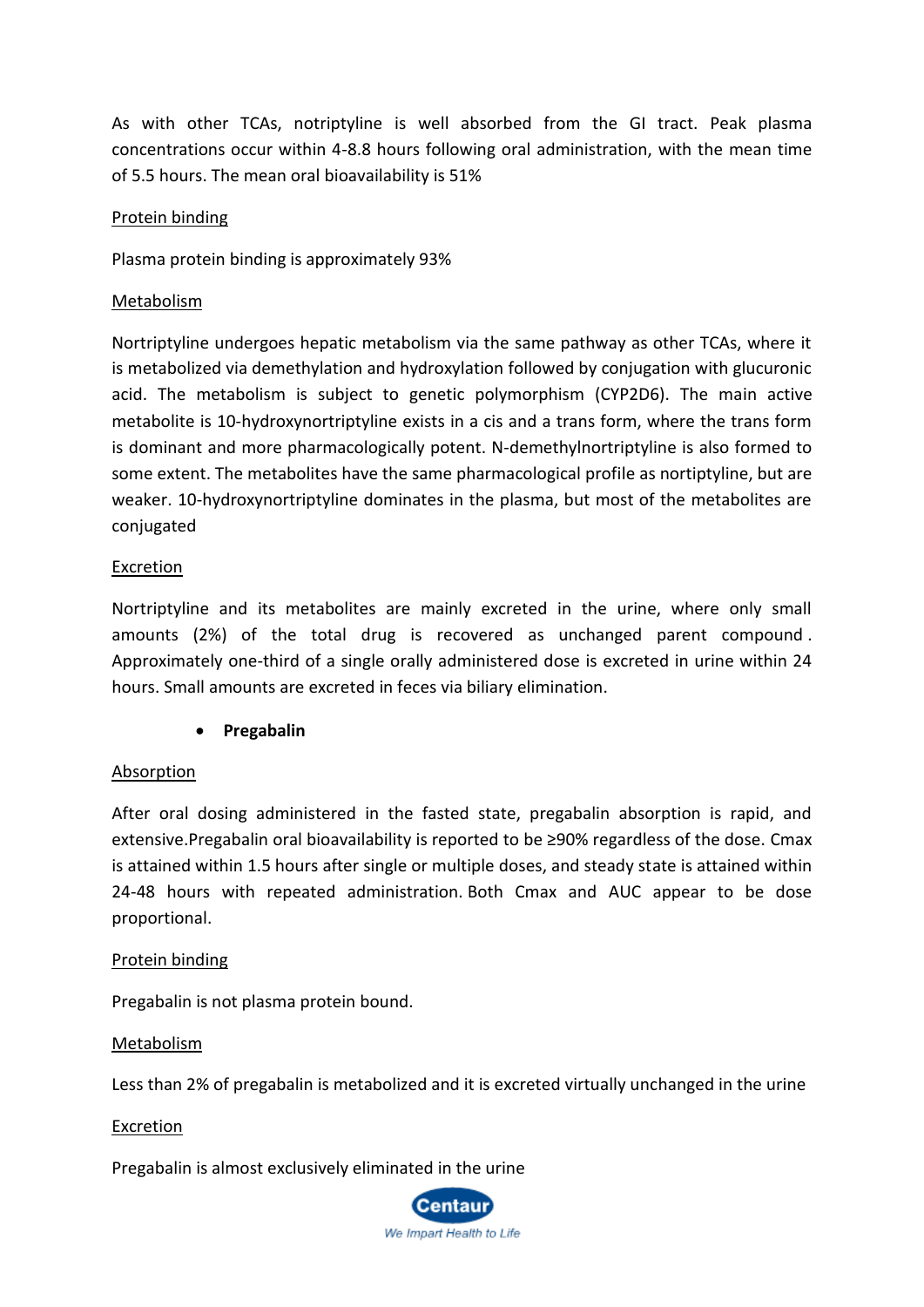As with other TCAs, notriptyline is well absorbed from the GI tract. Peak plasma concentrations occur within 4-8.8 hours following oral administration, with the mean time of 5.5 hours. The mean oral bioavailability is 51%

<u>Protein binding</u>

Plasma protein binding is approximately 93%

<u>Metabolism</u>

Nortriptyline undergoes hepatic metabolism via the same pathway as other TCAs, where it is metabolized via demethylation and hydroxylation followed by conjugation with glucuronic acid. The metabolism is subject to genetic polymorphism (CYP2D6). The main active metabolite is 10-hydroxynortriptyline exists in a cis and a trans form, where the trans form is dominant and more pharmacologically potent. N-demethylnortriptyline is also formed to some extent. The metabolites have the same pharmacological profile as nortiptyline, but are weaker. 10-hydroxynortriptyline dominates in the plasma, but most of the metabolites are conjugated

<u>Excretion</u>

Nortriptyline and its metabolites are mainly excreted in the urine, where only small amounts (2%) of the total drug is recovered as unchanged parent compound . Approximately one-third of a single orally administered dose is excreted in urine within 24 hours. Small amounts are excreted in feces via biliary elimination.

- **Pregabalin**

<u>Absorption</u>

After oral dosing administered in the fasted state, pregabalin absorption is rapid, and extensive.Pregabalin oral bioavailability is reported to be ≥90% regardless of the dose. Cmax is attained within 1.5 hours after single or multiple doses, and steady state is attained within 24-48 hours with repeated administration. Both Cmax and AUC appear to be dose proportional.

<u>Protein binding</u>

Pregabalin is not plasma protein bound.

<u>Metabolism</u>

Less than 2% of pregabalin is metabolized and it is excreted virtually unchanged in the urine

<u>Excretion</u>

Pregabalin is almost exclusively eliminated in the urine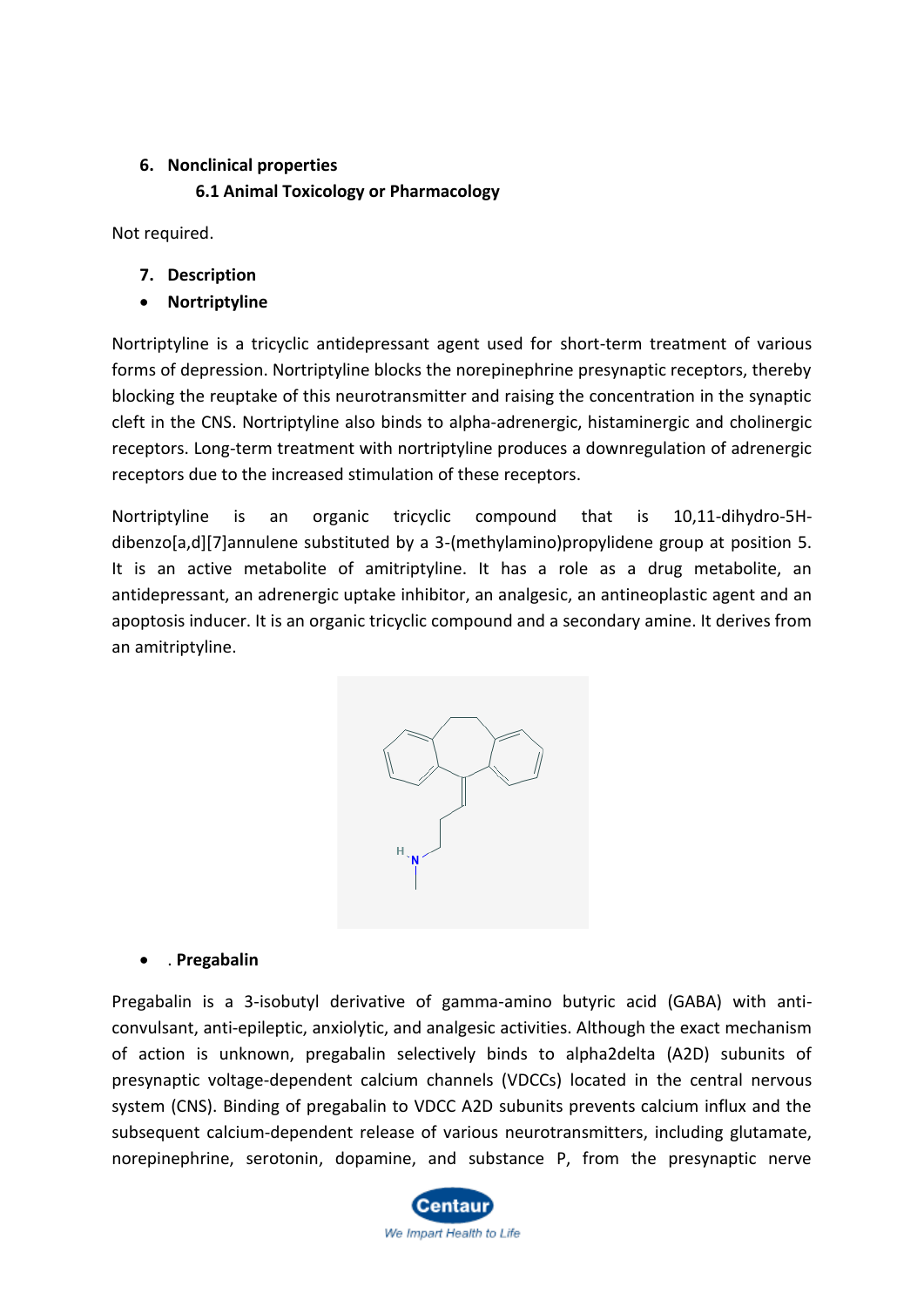## 6. Nonclinical properties

### 6.1 Animal Toxicology or Pharmacology

Not required.

## 7. Description

- **Nortriptyline**

Nortriptyline is a tricyclic antidepressant agent used for short-term treatment of various forms of depression. Nortriptyline blocks the norepinephrine presynaptic receptors, thereby blocking the reuptake of this neurotransmitter and raising the concentration in the synaptic cleft in the CNS. Nortriptyline also binds to alpha-adrenergic, histaminergic and cholinergic receptors. Long-term treatment with nortriptyline produces a downregulation of adrenergic receptors due to the increased stimulation of these receptors.

Nortriptyline is an organic tricyclic compound that is 10,11-dihydro-5H-dibenzo[a,d][7]annulene substituted by a 3-(methylamino)propylidene group at position 5. It is an active metabolite of amitriptyline. It has a role as a drug metabolite, an antidepressant, an adrenergic uptake inhibitor, an analgesic, an antineoplastic agent and an apoptosis inducer. It is an organic tricyclic compound and a secondary amine. It derives from an amitriptyline.

- . **Pregabalin**

Pregabalin is a 3-isobutyl derivative of gamma-amino butyric acid (GABA) with anti-convulsant, anti-epileptic, anxiolytic, and analgesic activities. Although the exact mechanism of action is unknown, pregabalin selectively binds to alpha2delta (A2D) subunits of presynaptic voltage-dependent calcium channels (VDCCs) located in the central nervous system (CNS). Binding of pregabalin to VDCC A2D subunits prevents calcium influx and the subsequent calcium-dependent release of various neurotransmitters, including glutamate, norepinephrine, serotonin, dopamine, and substance P, from the presynaptic nerve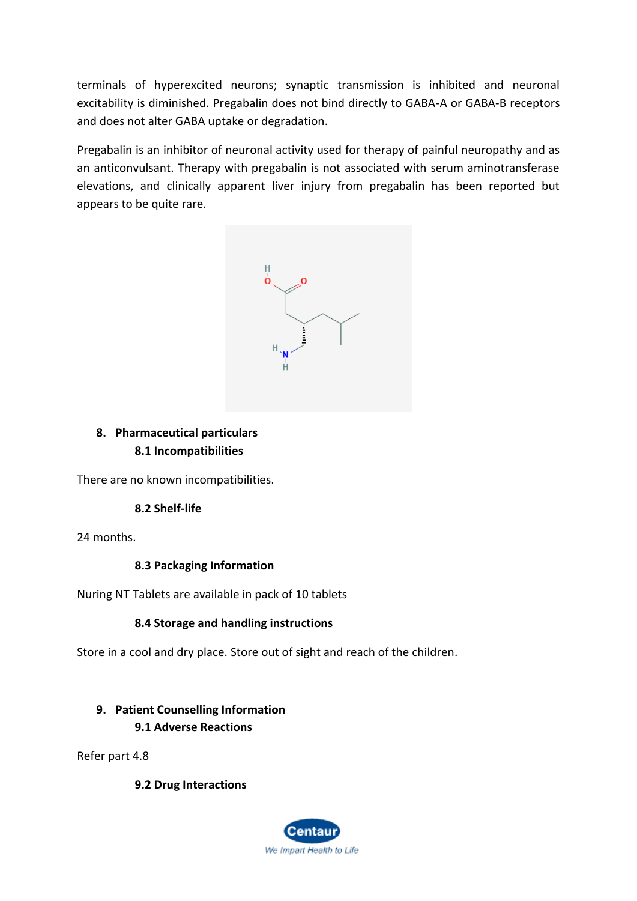terminals of hyperexcited neurons; synaptic transmission is inhibited and neuronal excitability is diminished. Pregabalin does not bind directly to GABA-A or GABA-B receptors and does not alter GABA uptake or degradation.

Pregabalin is an inhibitor of neuronal activity used for therapy of painful neuropathy and as an anticonvulsant. Therapy with pregabalin is not associated with serum aminotransferase elevations, and clinically apparent liver injury from pregabalin has been reported but appears to be quite rare.

## 8. Pharmaceutical particulars

### 8.1 Incompatibilities

There are no known incompatibilities.

### 8.2 Shelf-life

24 months.

### 8.3 Packaging Information

Nuring NT Tablets are available in pack of 10 tablets

### 8.4 Storage and handling instructions

Store in a cool and dry place. Store out of sight and reach of the children.

## 9. Patient Counselling Information

### 9.1 Adverse Reactions

Refer part 4.8

### 9.2 Drug Interactions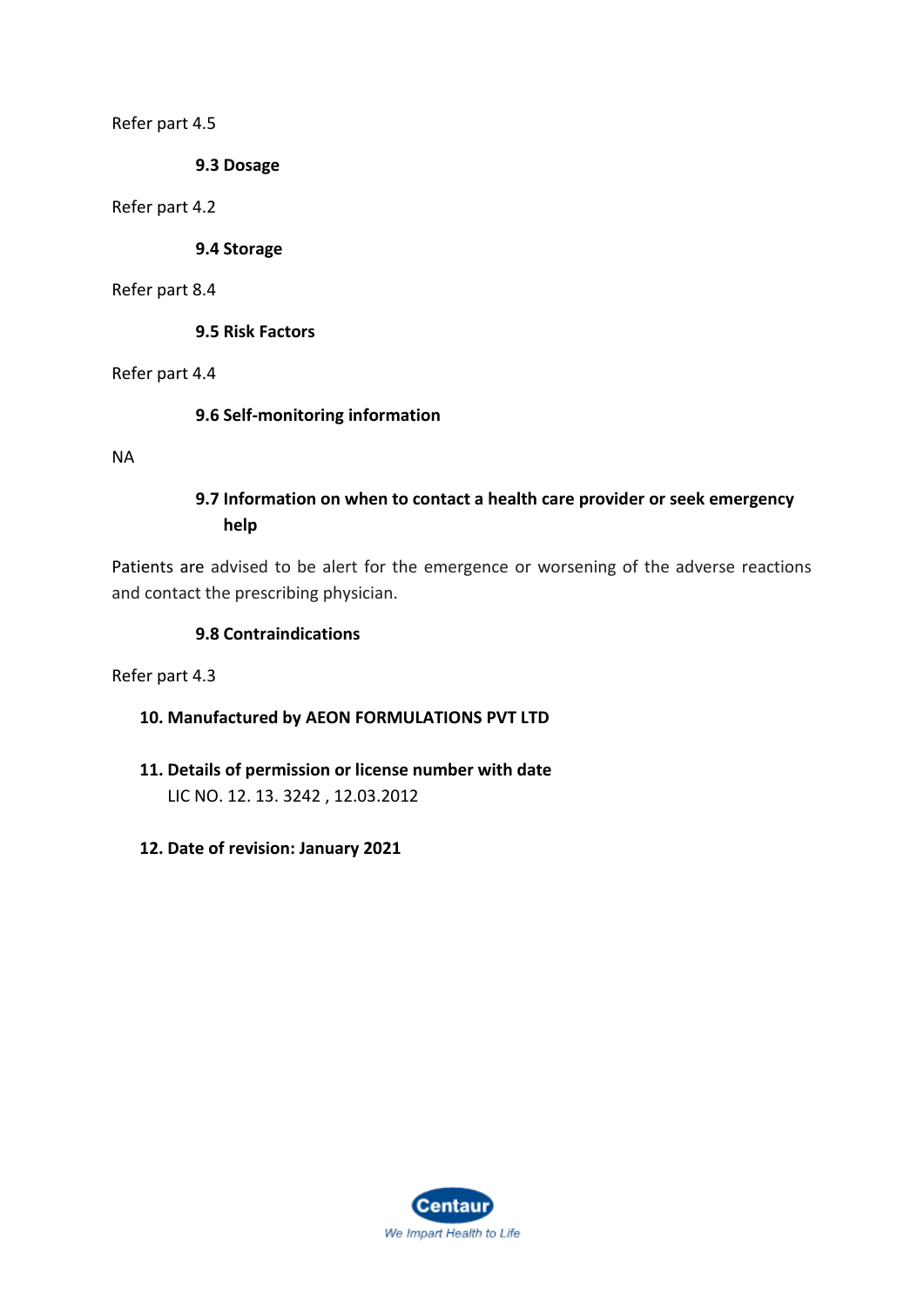Refer part 4.5

### 9.3 Dosage

Refer part 4.2

### 9.4 Storage

Refer part 8.4

### 9.5 Risk Factors

Refer part 4.4

### 9.6 Self-monitoring information

NA

### 9.7 Information on when to contact a health care provider or seek emergency help

Patients are advised to be alert for the emergence or worsening of the adverse reactions and contact the prescribing physician.

### 9.8 Contraindications

Refer part 4.3

## 10. Manufactured by AEON FORMULATIONS PVT LTD

## 11. Details of permission or license number with date

LIC NO. 12. 13. 3242 , 12.03.2012

## 12. Date of revision: January 2021